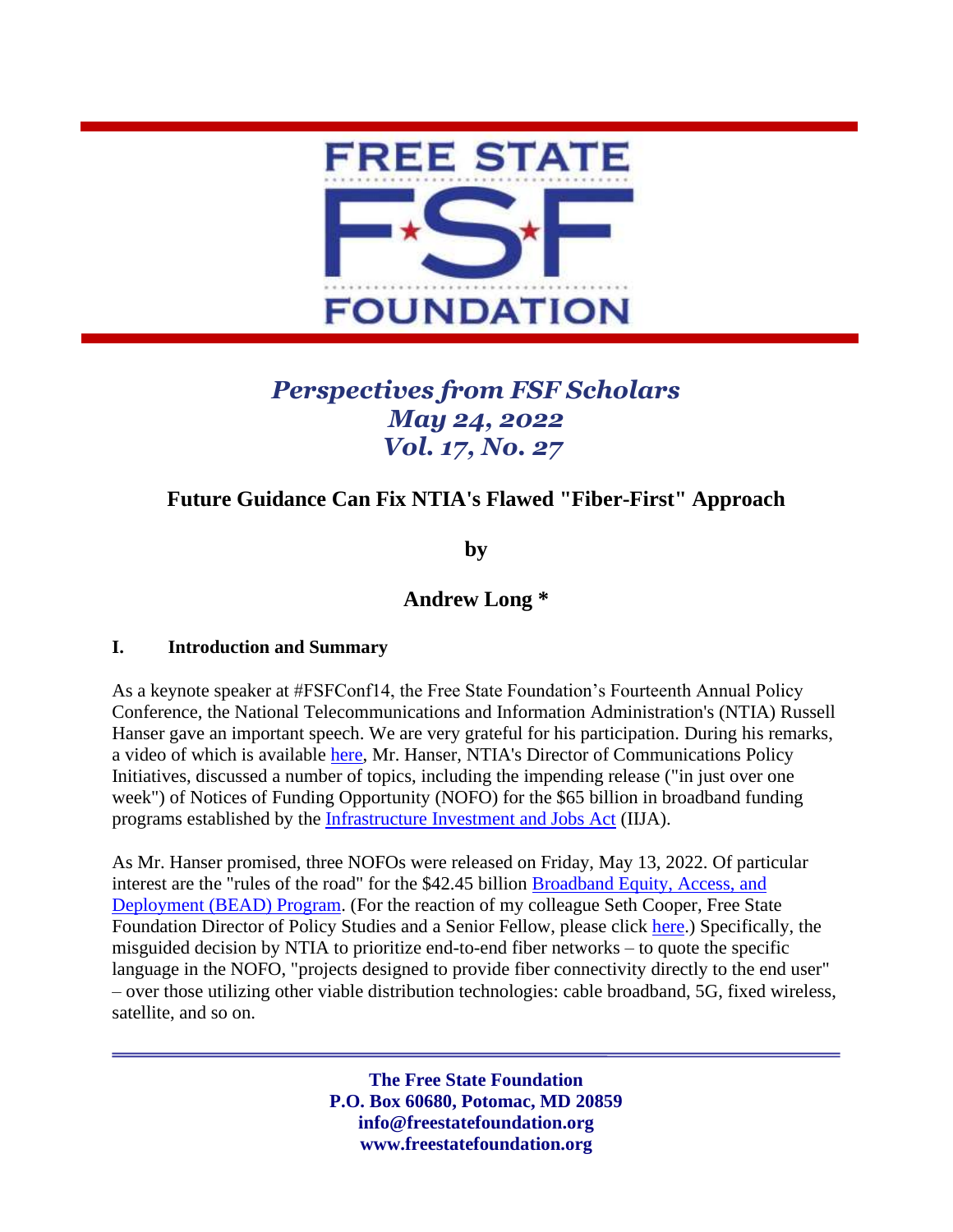FREE STATE

FSF

FOUNDATION

*Perspectives from FSF Scholars*
*May 24, 2022*
*Vol. 17, No. 27*

# Future Guidance Can Fix NTIA's Flawed "Fiber-First" Approach

**by**

**Andrew Long ***

## I. Introduction and Summary

As a keynote speaker at #FSFConf14, the Free State Foundation's Fourteenth Annual Policy Conference, the National Telecommunications and Information Administration's (NTIA) Russell Hanser gave an important speech. We are very grateful for his participation. During his remarks, a video of which is available here, Mr. Hanser, NTIA's Director of Communications Policy Initiatives, discussed a number of topics, including the impending release ("in just over one week") of Notices of Funding Opportunity (NOFO) for the $65 billion in broadband funding programs established by the Infrastructure Investment and Jobs Act (IIJA).

As Mr. Hanser promised, three NOFOs were released on Friday, May 13, 2022. Of particular interest are the "rules of the road" for the $42.45 billion Broadband Equity, Access, and Deployment (BEAD) Program. (For the reaction of my colleague Seth Cooper, Free State Foundation Director of Policy Studies and a Senior Fellow, please click here.) Specifically, the misguided decision by NTIA to prioritize end-to-end fiber networks – to quote the specific language in the NOFO, "projects designed to provide fiber connectivity directly to the end user" – over those utilizing other viable distribution technologies: cable broadband, 5G, fixed wireless, satellite, and so on.

**The Free State Foundation**
**P.O. Box 60680, Potomac, MD 20859**
**info@freestatefoundation.org**
**www.freestatefoundation.org**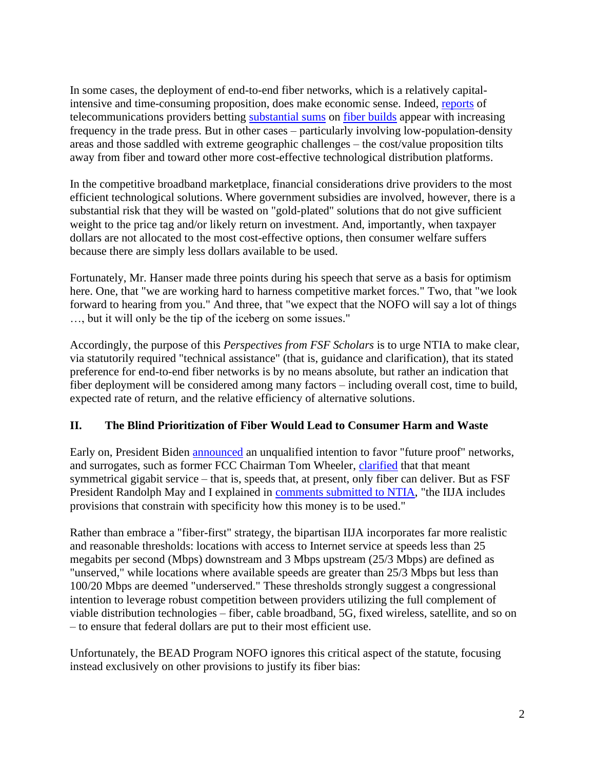In some cases, the deployment of end-to-end fiber networks, which is a relatively capital-intensive and time-consuming proposition, does make economic sense. Indeed, reports of telecommunications providers betting substantial sums on fiber builds appear with increasing frequency in the trade press. But in other cases – particularly involving low-population-density areas and those saddled with extreme geographic challenges – the cost/value proposition tilts away from fiber and toward other more cost-effective technological distribution platforms.

In the competitive broadband marketplace, financial considerations drive providers to the most efficient technological solutions. Where government subsidies are involved, however, there is a substantial risk that they will be wasted on "gold-plated" solutions that do not give sufficient weight to the price tag and/or likely return on investment. And, importantly, when taxpayer dollars are not allocated to the most cost-effective options, then consumer welfare suffers because there are simply less dollars available to be used.

Fortunately, Mr. Hanser made three points during his speech that serve as a basis for optimism here. One, that "we are working hard to harness competitive market forces." Two, that "we look forward to hearing from you." And three, that "we expect that the NOFO will say a lot of things …, but it will only be the tip of the iceberg on some issues."

Accordingly, the purpose of this *Perspectives from FSF Scholars* is to urge NTIA to make clear, via statutorily required "technical assistance" (that is, guidance and clarification), that its stated preference for end-to-end fiber networks is by no means absolute, but rather an indication that fiber deployment will be considered among many factors – including overall cost, time to build, expected rate of return, and the relative efficiency of alternative solutions.

## II. The Blind Prioritization of Fiber Would Lead to Consumer Harm and Waste

Early on, President Biden announced an unqualified intention to favor "future proof" networks, and surrogates, such as former FCC Chairman Tom Wheeler, clarified that that meant symmetrical gigabit service – that is, speeds that, at present, only fiber can deliver. But as FSF President Randolph May and I explained in comments submitted to NTIA, "the IIJA includes provisions that constrain with specificity how this money is to be used."

Rather than embrace a "fiber-first" strategy, the bipartisan IIJA incorporates far more realistic and reasonable thresholds: locations with access to Internet service at speeds less than 25 megabits per second (Mbps) downstream and 3 Mbps upstream (25/3 Mbps) are defined as "unserved," while locations where available speeds are greater than 25/3 Mbps but less than 100/20 Mbps are deemed "underserved." These thresholds strongly suggest a congressional intention to leverage robust competition between providers utilizing the full complement of viable distribution technologies – fiber, cable broadband, 5G, fixed wireless, satellite, and so on – to ensure that federal dollars are put to their most efficient use.

Unfortunately, the BEAD Program NOFO ignores this critical aspect of the statute, focusing instead exclusively on other provisions to justify its fiber bias: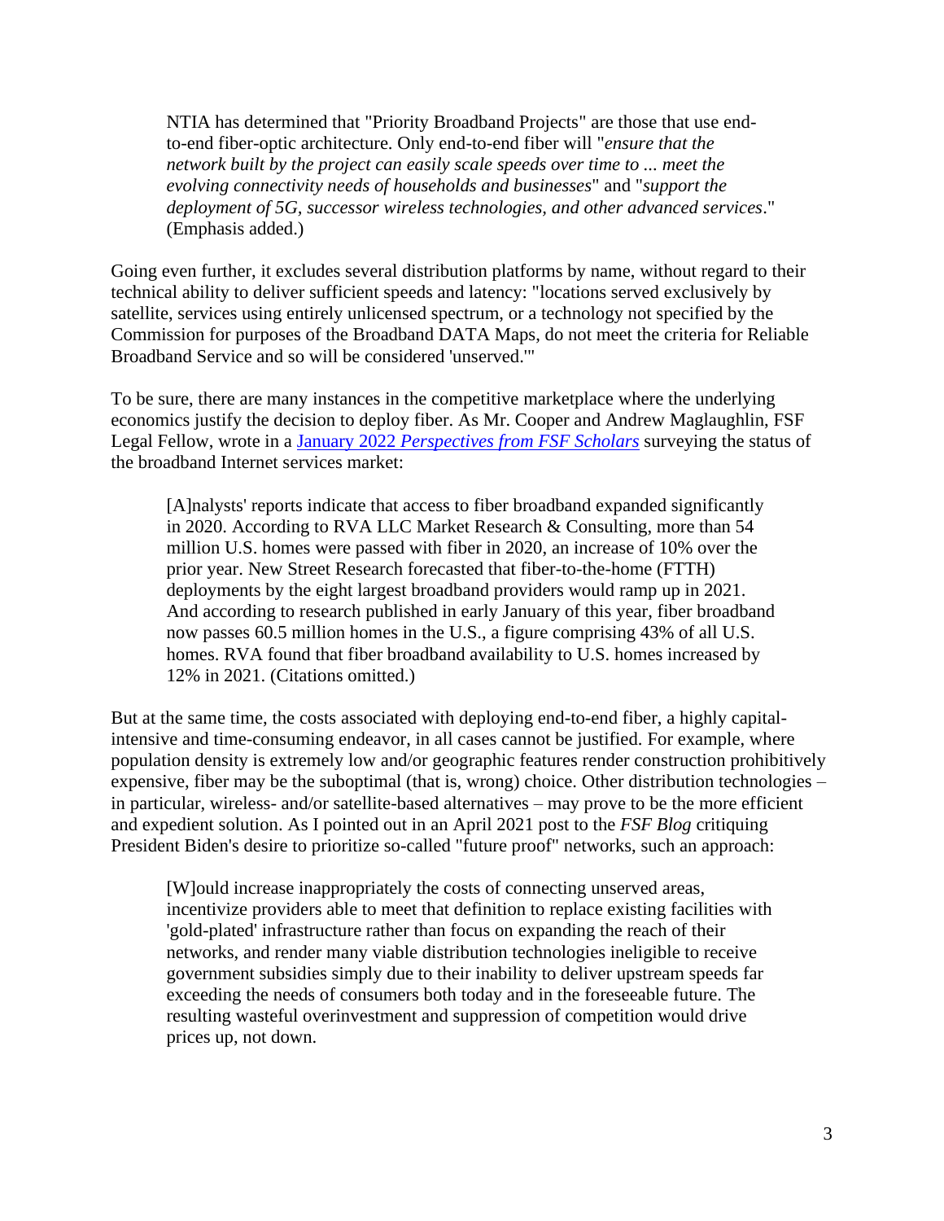> NTIA has determined that "Priority Broadband Projects" are those that use end-to-end fiber-optic architecture. Only end-to-end fiber will "*ensure that the network built by the project can easily scale speeds over time to ... meet the evolving connectivity needs of households and businesses*" and "*support the deployment of 5G, successor wireless technologies, and other advanced services*." (Emphasis added.)

Going even further, it excludes several distribution platforms by name, without regard to their technical ability to deliver sufficient speeds and latency: "locations served exclusively by satellite, services using entirely unlicensed spectrum, or a technology not specified by the Commission for purposes of the Broadband DATA Maps, do not meet the criteria for Reliable Broadband Service and so will be considered 'unserved.'"

To be sure, there are many instances in the competitive marketplace where the underlying economics justify the decision to deploy fiber. As Mr. Cooper and Andrew Maglaughlin, FSF Legal Fellow, wrote in a January 2022 *Perspectives from FSF Scholars* surveying the status of the broadband Internet services market:

> [A]nalysts' reports indicate that access to fiber broadband expanded significantly in 2020. According to RVA LLC Market Research & Consulting, more than 54 million U.S. homes were passed with fiber in 2020, an increase of 10% over the prior year. New Street Research forecasted that fiber-to-the-home (FTTH) deployments by the eight largest broadband providers would ramp up in 2021. And according to research published in early January of this year, fiber broadband now passes 60.5 million homes in the U.S., a figure comprising 43% of all U.S. homes. RVA found that fiber broadband availability to U.S. homes increased by 12% in 2021. (Citations omitted.)

But at the same time, the costs associated with deploying end-to-end fiber, a highly capital-intensive and time-consuming endeavor, in all cases cannot be justified. For example, where population density is extremely low and/or geographic features render construction prohibitively expensive, fiber may be the suboptimal (that is, wrong) choice. Other distribution technologies – in particular, wireless- and/or satellite-based alternatives – may prove to be the more efficient and expedient solution. As I pointed out in an April 2021 post to the *FSF Blog* critiquing President Biden's desire to prioritize so-called "future proof" networks, such an approach:

> [W]ould increase inappropriately the costs of connecting unserved areas, incentivize providers able to meet that definition to replace existing facilities with 'gold-plated' infrastructure rather than focus on expanding the reach of their networks, and render many viable distribution technologies ineligible to receive government subsidies simply due to their inability to deliver upstream speeds far exceeding the needs of consumers both today and in the foreseeable future. The resulting wasteful overinvestment and suppression of competition would drive prices up, not down.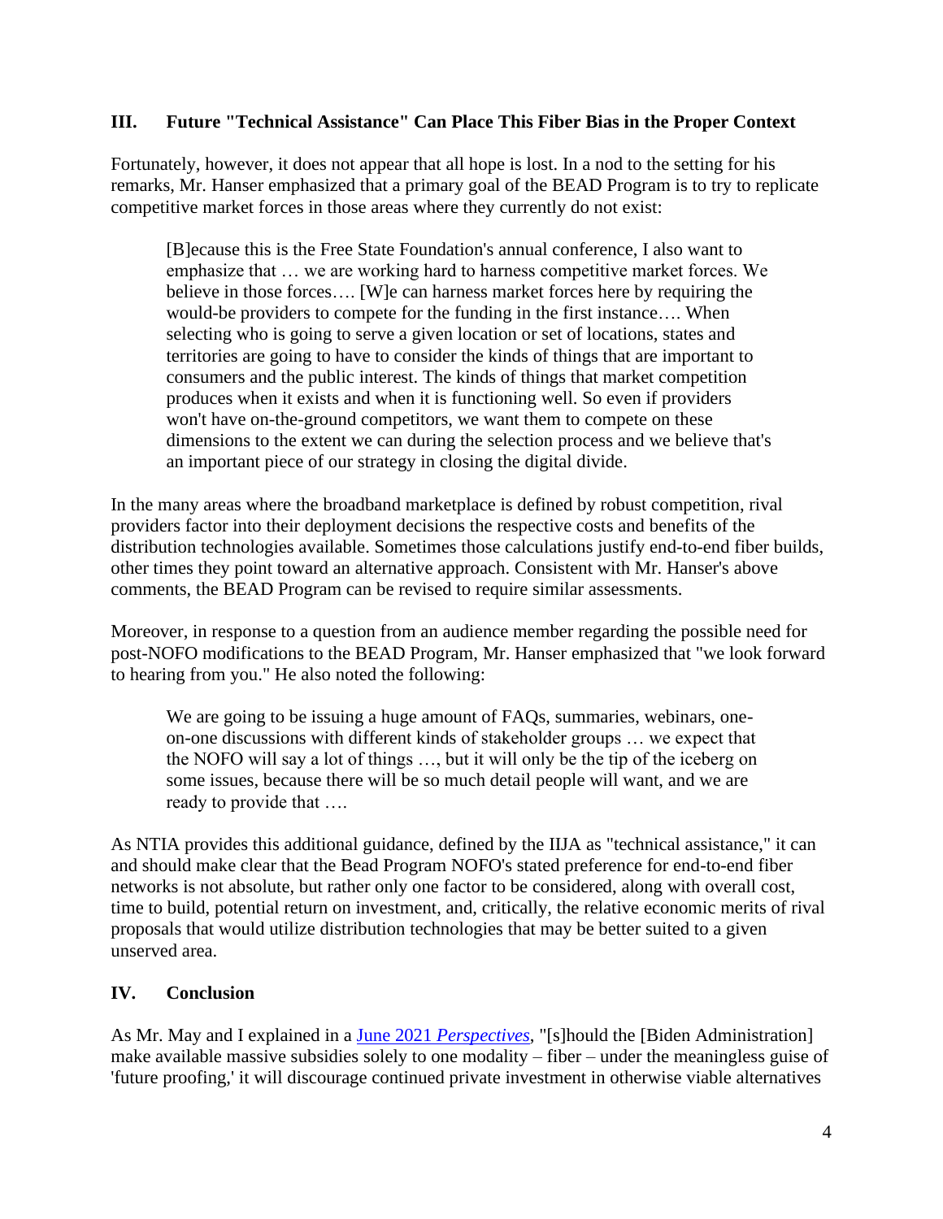## III. Future "Technical Assistance" Can Place This Fiber Bias in the Proper Context

Fortunately, however, it does not appear that all hope is lost. In a nod to the setting for his remarks, Mr. Hanser emphasized that a primary goal of the BEAD Program is to try to replicate competitive market forces in those areas where they currently do not exist:

> [B]ecause this is the Free State Foundation's annual conference, I also want to emphasize that … we are working hard to harness competitive market forces. We believe in those forces…. [W]e can harness market forces here by requiring the would-be providers to compete for the funding in the first instance…. When selecting who is going to serve a given location or set of locations, states and territories are going to have to consider the kinds of things that are important to consumers and the public interest. The kinds of things that market competition produces when it exists and when it is functioning well. So even if providers won't have on-the-ground competitors, we want them to compete on these dimensions to the extent we can during the selection process and we believe that's an important piece of our strategy in closing the digital divide.

In the many areas where the broadband marketplace is defined by robust competition, rival providers factor into their deployment decisions the respective costs and benefits of the distribution technologies available. Sometimes those calculations justify end-to-end fiber builds, other times they point toward an alternative approach. Consistent with Mr. Hanser's above comments, the BEAD Program can be revised to require similar assessments.

Moreover, in response to a question from an audience member regarding the possible need for post-NOFO modifications to the BEAD Program, Mr. Hanser emphasized that "we look forward to hearing from you." He also noted the following:

> We are going to be issuing a huge amount of FAQs, summaries, webinars, one-on-one discussions with different kinds of stakeholder groups … we expect that the NOFO will say a lot of things …, but it will only be the tip of the iceberg on some issues, because there will be so much detail people will want, and we are ready to provide that ….

As NTIA provides this additional guidance, defined by the IIJA as "technical assistance," it can and should make clear that the Bead Program NOFO's stated preference for end-to-end fiber networks is not absolute, but rather only one factor to be considered, along with overall cost, time to build, potential return on investment, and, critically, the relative economic merits of rival proposals that would utilize distribution technologies that may be better suited to a given unserved area.

## IV. Conclusion

As Mr. May and I explained in a [June 2021 *Perspectives*], "[s]hould the [Biden Administration] make available massive subsidies solely to one modality – fiber – under the meaningless guise of 'future proofing,' it will discourage continued private investment in otherwise viable alternatives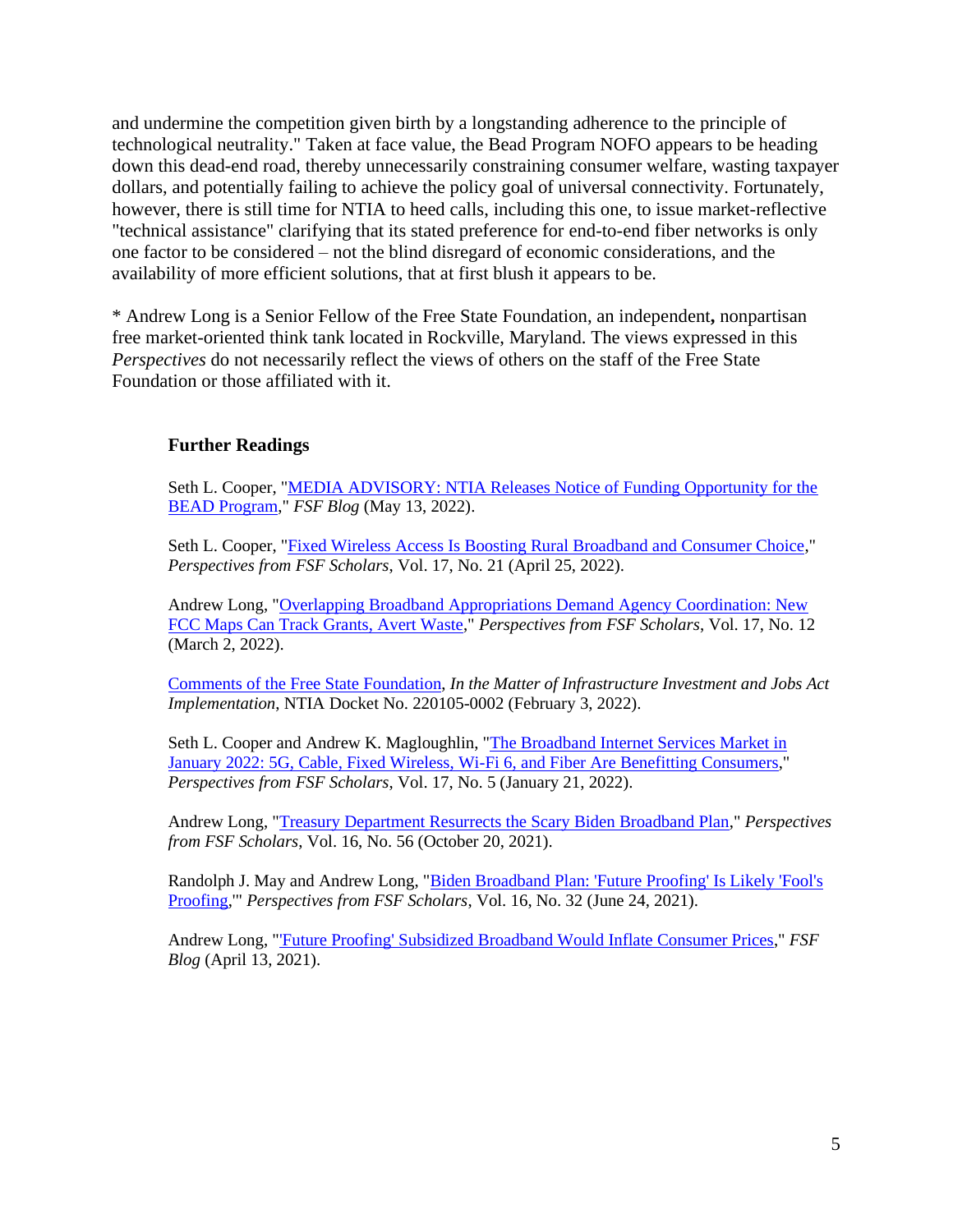and undermine the competition given birth by a longstanding adherence to the principle of technological neutrality." Taken at face value, the Bead Program NOFO appears to be heading down this dead-end road, thereby unnecessarily constraining consumer welfare, wasting taxpayer dollars, and potentially failing to achieve the policy goal of universal connectivity. Fortunately, however, there is still time for NTIA to heed calls, including this one, to issue market-reflective "technical assistance" clarifying that its stated preference for end-to-end fiber networks is only one factor to be considered – not the blind disregard of economic considerations, and the availability of more efficient solutions, that at first blush it appears to be.

* Andrew Long is a Senior Fellow of the Free State Foundation, an independent**,** nonpartisan free market-oriented think tank located in Rockville, Maryland. The views expressed in this *Perspectives* do not necessarily reflect the views of others on the staff of the Free State Foundation or those affiliated with it.

### Further Readings

Seth L. Cooper, "MEDIA ADVISORY: NTIA Releases Notice of Funding Opportunity for the BEAD Program," *FSF Blog* (May 13, 2022).

Seth L. Cooper, "Fixed Wireless Access Is Boosting Rural Broadband and Consumer Choice," *Perspectives from FSF Scholars*, Vol. 17, No. 21 (April 25, 2022).

Andrew Long, "Overlapping Broadband Appropriations Demand Agency Coordination: New FCC Maps Can Track Grants, Avert Waste," *Perspectives from FSF Scholars*, Vol. 17, No. 12 (March 2, 2022).

Comments of the Free State Foundation, *In the Matter of Infrastructure Investment and Jobs Act Implementation*, NTIA Docket No. 220105-0002 (February 3, 2022).

Seth L. Cooper and Andrew K. Magloughlin, "The Broadband Internet Services Market in January 2022: 5G, Cable, Fixed Wireless, Wi-Fi 6, and Fiber Are Benefitting Consumers," *Perspectives from FSF Scholars*, Vol. 17, No. 5 (January 21, 2022).

Andrew Long, "Treasury Department Resurrects the Scary Biden Broadband Plan," *Perspectives from FSF Scholars*, Vol. 16, No. 56 (October 20, 2021).

Randolph J. May and Andrew Long, "Biden Broadband Plan: 'Future Proofing' Is Likely 'Fool's Proofing,'" *Perspectives from FSF Scholars*, Vol. 16, No. 32 (June 24, 2021).

Andrew Long, "'Future Proofing' Subsidized Broadband Would Inflate Consumer Prices," *FSF Blog* (April 13, 2021).